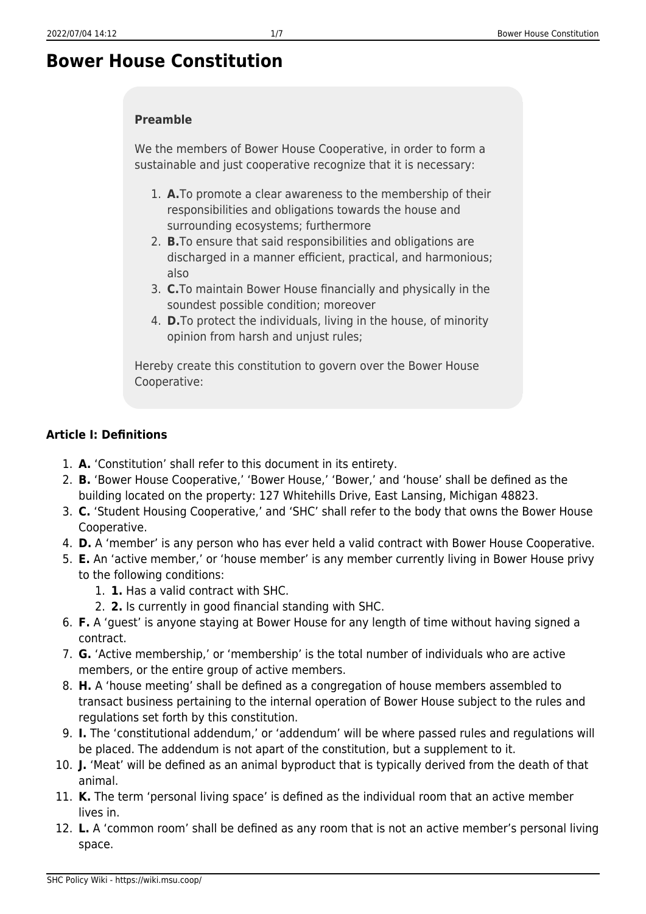# Bower House Constitution

**Preamble**

We the members of Bower House Cooperative, in order to form a sustainable and just cooperative recognize that it is necessary:

1. **A.**To promote a clear awareness to the membership of their responsibilities and obligations towards the house and surrounding ecosystems; furthermore
2. **B.**To ensure that said responsibilities and obligations are discharged in a manner efficient, practical, and harmonious; also
3. **C.**To maintain Bower House financially and physically in the soundest possible condition; moreover
4. **D.**To protect the individuals, living in the house, of minority opinion from harsh and unjust rules;

Hereby create this constitution to govern over the Bower House Cooperative:

### Article I: Definitions

1. **A.** 'Constitution' shall refer to this document in its entirety.
2. **B.** 'Bower House Cooperative,' 'Bower House,' 'Bower,' and 'house' shall be defined as the building located on the property: 127 Whitehills Drive, East Lansing, Michigan 48823.
3. **C.** 'Student Housing Cooperative,' and 'SHC' shall refer to the body that owns the Bower House Cooperative.
4. **D.** A 'member' is any person who has ever held a valid contract with Bower House Cooperative.
5. **E.** An 'active member,' or 'house member' is any member currently living in Bower House privy to the following conditions:
    1. **1.** Has a valid contract with SHC.
    2. **2.** Is currently in good financial standing with SHC.
6. **F.** A 'guest' is anyone staying at Bower House for any length of time without having signed a contract.
7. **G.** 'Active membership,' or 'membership' is the total number of individuals who are active members, or the entire group of active members.
8. **H.** A 'house meeting' shall be defined as a congregation of house members assembled to transact business pertaining to the internal operation of Bower House subject to the rules and regulations set forth by this constitution.
9. **I.** The 'constitutional addendum,' or 'addendum' will be where passed rules and regulations will be placed. The addendum is not apart of the constitution, but a supplement to it.
10. **J.** 'Meat' will be defined as an animal byproduct that is typically derived from the death of that animal.
11. **K.** The term 'personal living space' is defined as the individual room that an active member lives in.
12. **L.** A 'common room' shall be defined as any room that is not an active member's personal living space.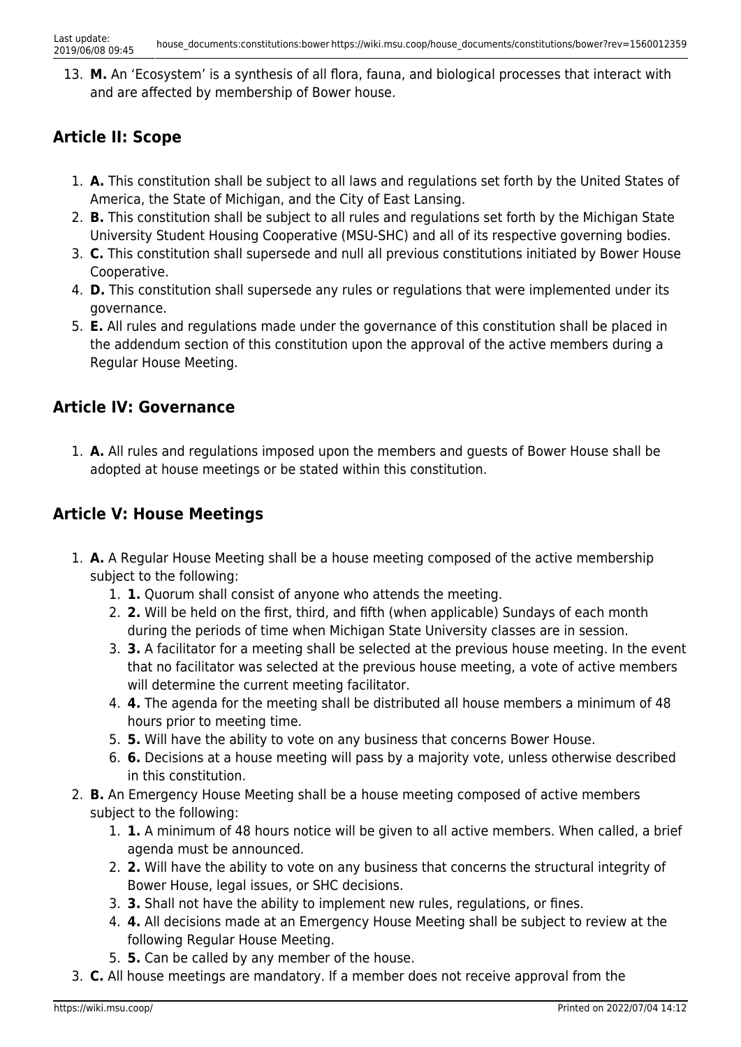13. **M.** An 'Ecosystem' is a synthesis of all flora, fauna, and biological processes that interact with and are affected by membership of Bower house.

## Article II: Scope

1. **A.** This constitution shall be subject to all laws and regulations set forth by the United States of America, the State of Michigan, and the City of East Lansing.
2. **B.** This constitution shall be subject to all rules and regulations set forth by the Michigan State University Student Housing Cooperative (MSU-SHC) and all of its respective governing bodies.
3. **C.** This constitution shall supersede and null all previous constitutions initiated by Bower House Cooperative.
4. **D.** This constitution shall supersede any rules or regulations that were implemented under its governance.
5. **E.** All rules and regulations made under the governance of this constitution shall be placed in the addendum section of this constitution upon the approval of the active members during a Regular House Meeting.

## Article IV: Governance

1. **A.** All rules and regulations imposed upon the members and guests of Bower House shall be adopted at house meetings or be stated within this constitution.

## Article V: House Meetings

1. **A.** A Regular House Meeting shall be a house meeting composed of the active membership subject to the following:
   1. **1.** Quorum shall consist of anyone who attends the meeting.
   2. **2.** Will be held on the first, third, and fifth (when applicable) Sundays of each month during the periods of time when Michigan State University classes are in session.
   3. **3.** A facilitator for a meeting shall be selected at the previous house meeting. In the event that no facilitator was selected at the previous house meeting, a vote of active members will determine the current meeting facilitator.
   4. **4.** The agenda for the meeting shall be distributed all house members a minimum of 48 hours prior to meeting time.
   5. **5.** Will have the ability to vote on any business that concerns Bower House.
   6. **6.** Decisions at a house meeting will pass by a majority vote, unless otherwise described in this constitution.
2. **B.** An Emergency House Meeting shall be a house meeting composed of active members subject to the following:
   1. **1.** A minimum of 48 hours notice will be given to all active members. When called, a brief agenda must be announced.
   2. **2.** Will have the ability to vote on any business that concerns the structural integrity of Bower House, legal issues, or SHC decisions.
   3. **3.** Shall not have the ability to implement new rules, regulations, or fines.
   4. **4.** All decisions made at an Emergency House Meeting shall be subject to review at the following Regular House Meeting.
   5. **5.** Can be called by any member of the house.
3. **C.** All house meetings are mandatory. If a member does not receive approval from the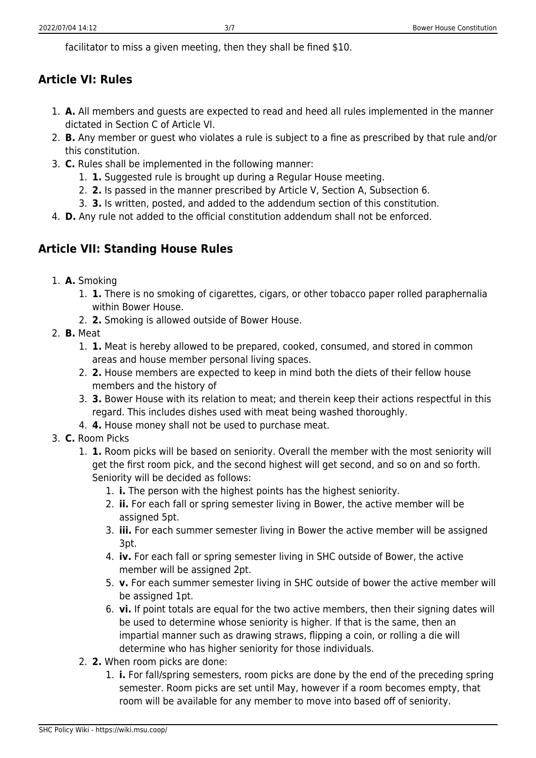facilitator to miss a given meeting, then they shall be fined $10.

## Article VI: Rules

1. **A.** All members and guests are expected to read and heed all rules implemented in the manner dictated in Section C of Article VI.
2. **B.** Any member or guest who violates a rule is subject to a fine as prescribed by that rule and/or this constitution.
3. **C.** Rules shall be implemented in the following manner:
    1. **1.** Suggested rule is brought up during a Regular House meeting.
    2. **2.** Is passed in the manner prescribed by Article V, Section A, Subsection 6.
    3. **3.** Is written, posted, and added to the addendum section of this constitution.
4. **D.** Any rule not added to the official constitution addendum shall not be enforced.

## Article VII: Standing House Rules

1. **A.** Smoking
    1. **1.** There is no smoking of cigarettes, cigars, or other tobacco paper rolled paraphernalia within Bower House.
    2. **2.** Smoking is allowed outside of Bower House.
2. **B.** Meat
    1. **1.** Meat is hereby allowed to be prepared, cooked, consumed, and stored in common areas and house member personal living spaces.
    2. **2.** House members are expected to keep in mind both the diets of their fellow house members and the history of
    3. **3.** Bower House with its relation to meat; and therein keep their actions respectful in this regard. This includes dishes used with meat being washed thoroughly.
    4. **4.** House money shall not be used to purchase meat.
3. **C.** Room Picks
    1. **1.** Room picks will be based on seniority. Overall the member with the most seniority will get the first room pick, and the second highest will get second, and so on and so forth. Seniority will be decided as follows:
        1. **i.** The person with the highest points has the highest seniority.
        2. **ii.** For each fall or spring semester living in Bower, the active member will be assigned 5pt.
        3. **iii.** For each summer semester living in Bower the active member will be assigned 3pt.
        4. **iv.** For each fall or spring semester living in SHC outside of Bower, the active member will be assigned 2pt.
        5. **v.** For each summer semester living in SHC outside of bower the active member will be assigned 1pt.
        6. **vi.** If point totals are equal for the two active members, then their signing dates will be used to determine whose seniority is higher. If that is the same, then an impartial manner such as drawing straws, flipping a coin, or rolling a die will determine who has higher seniority for those individuals.
    2. **2.** When room picks are done:
        1. **i.** For fall/spring semesters, room picks are done by the end of the preceding spring semester. Room picks are set until May, however if a room becomes empty, that room will be available for any member to move into based off of seniority.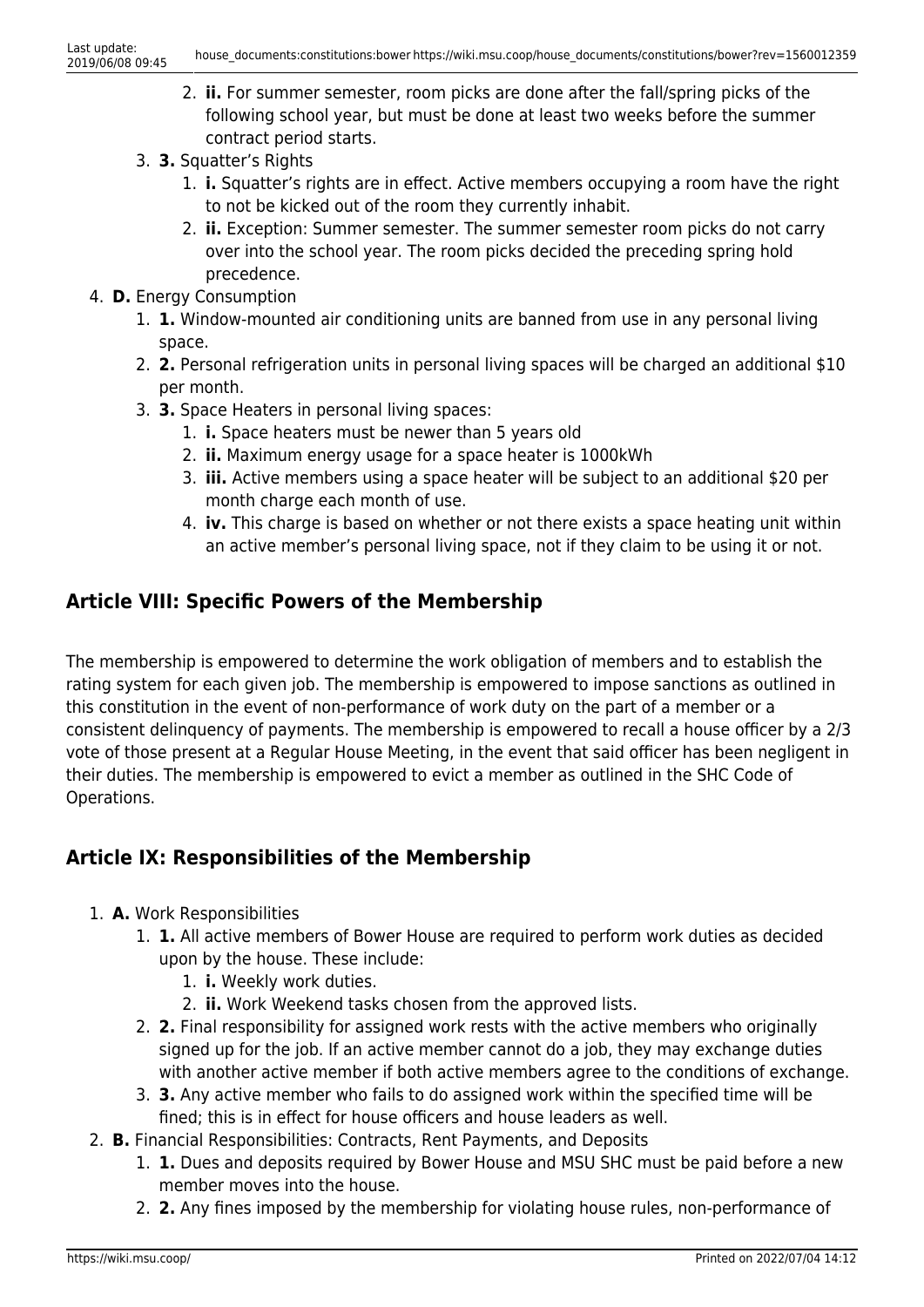2. **ii.** For summer semester, room picks are done after the fall/spring picks of the following school year, but must be done at least two weeks before the summer contract period starts.
3. **3.** Squatter's Rights
   1. **i.** Squatter's rights are in effect. Active members occupying a room have the right to not be kicked out of the room they currently inhabit.
   2. **ii.** Exception: Summer semester. The summer semester room picks do not carry over into the school year. The room picks decided the preceding spring hold precedence.

4. **D.** Energy Consumption
   1. **1.** Window-mounted air conditioning units are banned from use in any personal living space.
   2. **2.** Personal refrigeration units in personal living spaces will be charged an additional $10 per month.
   3. **3.** Space Heaters in personal living spaces:
      1. **i.** Space heaters must be newer than 5 years old
      2. **ii.** Maximum energy usage for a space heater is 1000kWh
      3. **iii.** Active members using a space heater will be subject to an additional $20 per month charge each month of use.
      4. **iv.** This charge is based on whether or not there exists a space heating unit within an active member's personal living space, not if they claim to be using it or not.

## Article VIII: Specific Powers of the Membership

The membership is empowered to determine the work obligation of members and to establish the rating system for each given job. The membership is empowered to impose sanctions as outlined in this constitution in the event of non-performance of work duty on the part of a member or a consistent delinquency of payments. The membership is empowered to recall a house officer by a 2/3 vote of those present at a Regular House Meeting, in the event that said officer has been negligent in their duties. The membership is empowered to evict a member as outlined in the SHC Code of Operations.

## Article IX: Responsibilities of the Membership

1. **A.** Work Responsibilities
   1. **1.** All active members of Bower House are required to perform work duties as decided upon by the house. These include:
      1. **i.** Weekly work duties.
      2. **ii.** Work Weekend tasks chosen from the approved lists.
   2. **2.** Final responsibility for assigned work rests with the active members who originally signed up for the job. If an active member cannot do a job, they may exchange duties with another active member if both active members agree to the conditions of exchange.
   3. **3.** Any active member who fails to do assigned work within the specified time will be fined; this is in effect for house officers and house leaders as well.
2. **B.** Financial Responsibilities: Contracts, Rent Payments, and Deposits
   1. **1.** Dues and deposits required by Bower House and MSU SHC must be paid before a new member moves into the house.
   2. **2.** Any fines imposed by the membership for violating house rules, non-performance of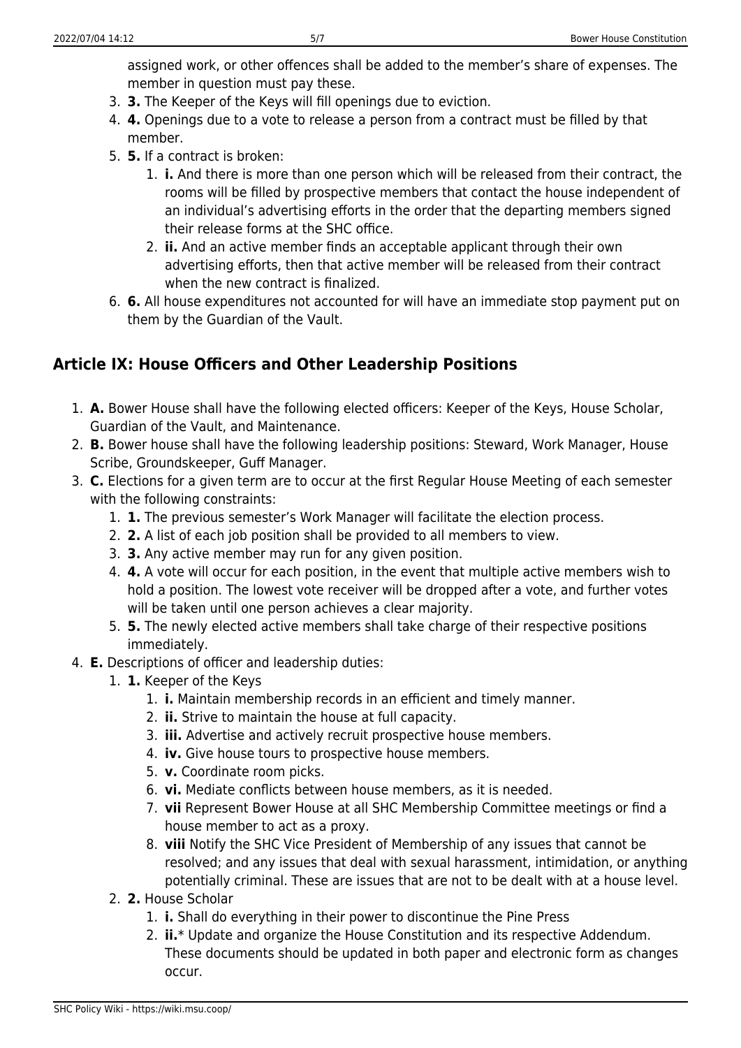assigned work, or other offences shall be added to the member's share of expenses. The member in question must pay these.

3. **3.** The Keeper of the Keys will fill openings due to eviction.
4. **4.** Openings due to a vote to release a person from a contract must be filled by that member.
5. **5.** If a contract is broken:
    1. **i.** And there is more than one person which will be released from their contract, the rooms will be filled by prospective members that contact the house independent of an individual's advertising efforts in the order that the departing members signed their release forms at the SHC office.
    2. **ii.** And an active member finds an acceptable applicant through their own advertising efforts, then that active member will be released from their contract when the new contract is finalized.
6. **6.** All house expenditures not accounted for will have an immediate stop payment put on them by the Guardian of the Vault.

## Article IX: House Officers and Other Leadership Positions

1. **A.** Bower House shall have the following elected officers: Keeper of the Keys, House Scholar, Guardian of the Vault, and Maintenance.
2. **B.** Bower house shall have the following leadership positions: Steward, Work Manager, House Scribe, Groundskeeper, Guff Manager.
3. **C.** Elections for a given term are to occur at the first Regular House Meeting of each semester with the following constraints:
    1. **1.** The previous semester's Work Manager will facilitate the election process.
    2. **2.** A list of each job position shall be provided to all members to view.
    3. **3.** Any active member may run for any given position.
    4. **4.** A vote will occur for each position, in the event that multiple active members wish to hold a position. The lowest vote receiver will be dropped after a vote, and further votes will be taken until one person achieves a clear majority.
    5. **5.** The newly elected active members shall take charge of their respective positions immediately.
4. **E.** Descriptions of officer and leadership duties:
    1. **1.** Keeper of the Keys
        1. **i.** Maintain membership records in an efficient and timely manner.
        2. **ii.** Strive to maintain the house at full capacity.
        3. **iii.** Advertise and actively recruit prospective house members.
        4. **iv.** Give house tours to prospective house members.
        5. **v.** Coordinate room picks.
        6. **vi.** Mediate conflicts between house members, as it is needed.
        7. **vii** Represent Bower House at all SHC Membership Committee meetings or find a house member to act as a proxy.
        8. **viii** Notify the SHC Vice President of Membership of any issues that cannot be resolved; and any issues that deal with sexual harassment, intimidation, or anything potentially criminal. These are issues that are not to be dealt with at a house level.
    2. **2.** House Scholar
        1. **i.** Shall do everything in their power to discontinue the Pine Press
        2. **ii.**\* Update and organize the House Constitution and its respective Addendum. These documents should be updated in both paper and electronic form as changes occur.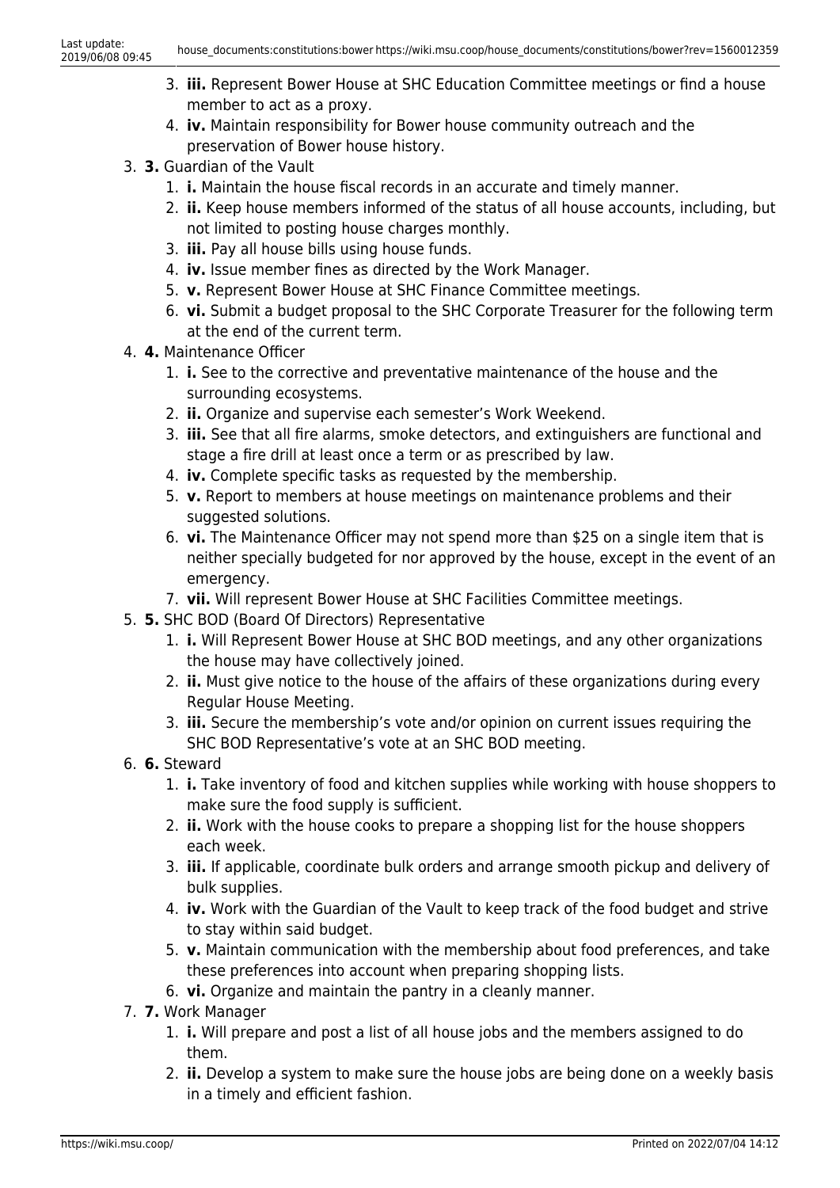3. **iii.** Represent Bower House at SHC Education Committee meetings or find a house member to act as a proxy.
4. **iv.** Maintain responsibility for Bower house community outreach and the preservation of Bower house history.

3. **3.** Guardian of the Vault
   1. **i.** Maintain the house fiscal records in an accurate and timely manner.
   2. **ii.** Keep house members informed of the status of all house accounts, including, but not limited to posting house charges monthly.
   3. **iii.** Pay all house bills using house funds.
   4. **iv.** Issue member fines as directed by the Work Manager.
   5. **v.** Represent Bower House at SHC Finance Committee meetings.
   6. **vi.** Submit a budget proposal to the SHC Corporate Treasurer for the following term at the end of the current term.
4. **4.** Maintenance Officer
   1. **i.** See to the corrective and preventative maintenance of the house and the surrounding ecosystems.
   2. **ii.** Organize and supervise each semester's Work Weekend.
   3. **iii.** See that all fire alarms, smoke detectors, and extinguishers are functional and stage a fire drill at least once a term or as prescribed by law.
   4. **iv.** Complete specific tasks as requested by the membership.
   5. **v.** Report to members at house meetings on maintenance problems and their suggested solutions.
   6. **vi.** The Maintenance Officer may not spend more than $25 on a single item that is neither specially budgeted for nor approved by the house, except in the event of an emergency.
   7. **vii.** Will represent Bower House at SHC Facilities Committee meetings.
5. **5.** SHC BOD (Board Of Directors) Representative
   1. **i.** Will Represent Bower House at SHC BOD meetings, and any other organizations the house may have collectively joined.
   2. **ii.** Must give notice to the house of the affairs of these organizations during every Regular House Meeting.
   3. **iii.** Secure the membership's vote and/or opinion on current issues requiring the SHC BOD Representative's vote at an SHC BOD meeting.
6. **6.** Steward
   1. **i.** Take inventory of food and kitchen supplies while working with house shoppers to make sure the food supply is sufficient.
   2. **ii.** Work with the house cooks to prepare a shopping list for the house shoppers each week.
   3. **iii.** If applicable, coordinate bulk orders and arrange smooth pickup and delivery of bulk supplies.
   4. **iv.** Work with the Guardian of the Vault to keep track of the food budget and strive to stay within said budget.
   5. **v.** Maintain communication with the membership about food preferences, and take these preferences into account when preparing shopping lists.
   6. **vi.** Organize and maintain the pantry in a cleanly manner.
7. **7.** Work Manager
   1. **i.** Will prepare and post a list of all house jobs and the members assigned to do them.
   2. **ii.** Develop a system to make sure the house jobs are being done on a weekly basis in a timely and efficient fashion.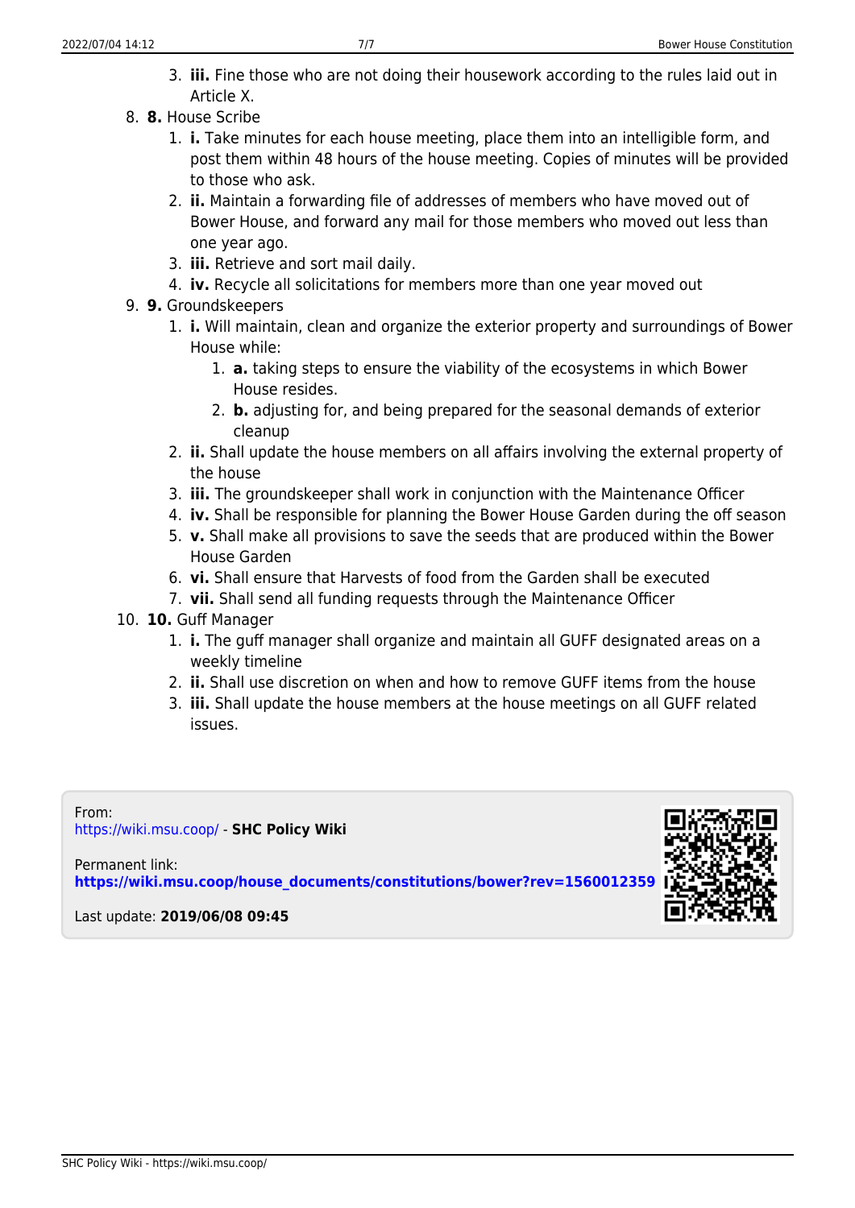3. **iii.** Fine those who are not doing their housework according to the rules laid out in Article X.
8. **8.** House Scribe
   1. **i.** Take minutes for each house meeting, place them into an intelligible form, and post them within 48 hours of the house meeting. Copies of minutes will be provided to those who ask.
   2. **ii.** Maintain a forwarding file of addresses of members who have moved out of Bower House, and forward any mail for those members who moved out less than one year ago.
   3. **iii.** Retrieve and sort mail daily.
   4. **iv.** Recycle all solicitations for members more than one year moved out
9. **9.** Groundskeepers
   1. **i.** Will maintain, clean and organize the exterior property and surroundings of Bower House while:
      1. **a.** taking steps to ensure the viability of the ecosystems in which Bower House resides.
      2. **b.** adjusting for, and being prepared for the seasonal demands of exterior cleanup
   2. **ii.** Shall update the house members on all affairs involving the external property of the house
   3. **iii.** The groundskeeper shall work in conjunction with the Maintenance Officer
   4. **iv.** Shall be responsible for planning the Bower House Garden during the off season
   5. **v.** Shall make all provisions to save the seeds that are produced within the Bower House Garden
   6. **vi.** Shall ensure that Harvests of food from the Garden shall be executed
   7. **vii.** Shall send all funding requests through the Maintenance Officer
10. **10.** Guff Manager
    1. **i.** The guff manager shall organize and maintain all GUFF designated areas on a weekly timeline
    2. **ii.** Shall use discretion on when and how to remove GUFF items from the house
    3. **iii.** Shall update the house members at the house meetings on all GUFF related issues.

From:
https://wiki.msu.coop/ - **SHC Policy Wiki**

Permanent link:
**https://wiki.msu.coop/house_documents/constitutions/bower?rev=1560012359**

Last update: **2019/06/08 09:45**